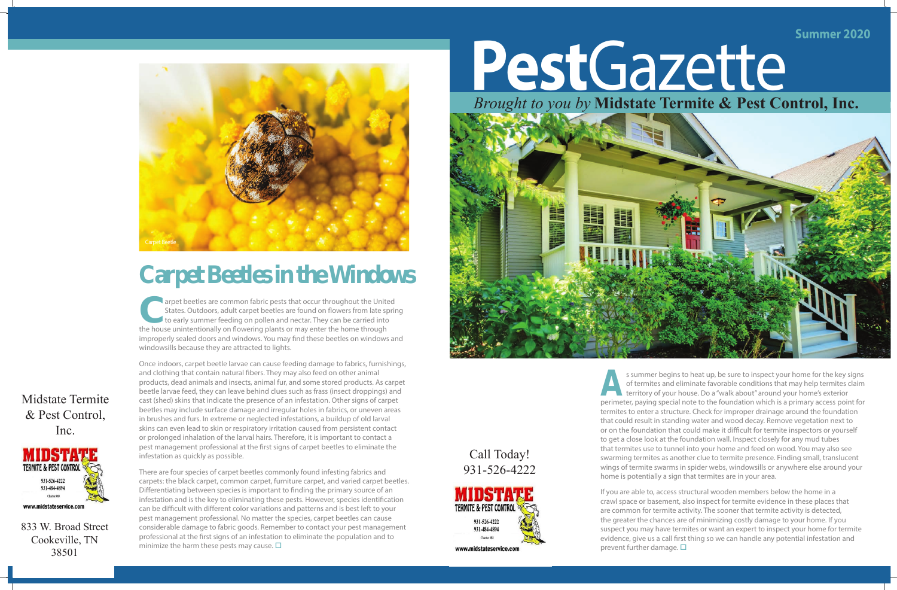Summer 2020

# PestGazette

*Brought to you by* **Midstate Termite & Pest Control, Inc.**

As summer begins to heat up, be sure to inspect your home for the key signs of termites and eliminate favorable conditions that may help termites claim territory of your house. Do a "walk about" around your home's exterior perimeter, paying special note to the foundation which is a primary access point for termites to enter a structure. Check for improper drainage around the foundation that could result in standing water and wood decay. Remove vegetation next to or on the foundation that could make it difficult for termite inspectors or yourself to get a close look at the foundation wall. Inspect closely for any mud tubes that termites use to tunnel into your home and feed on wood. You may also see swarming termites as another clue to termite presence. Finding small, translucent wings of termite swarms in spider webs, windowsills or anywhere else around your home is potentially a sign that termites are in your area.

If you are able to, access structural wooden members below the home in a crawl space or basement, also inspect for termite evidence in these places that are common for termite activity. The sooner that termite activity is detected, the greater the chances are of minimizing costly damage to your home. If you suspect you may have termites or want an expert to inspect your home for termite evidence, give us a call first thing so we can handle any potential infestation and prevent further damage. ☐

Call Today!
931-526-4222

MIDSTATE TERMITE & PEST CONTROL
931-526-4222
931-484-4894
Charter #83
www.midstateservice.com

Carpet Beetle

## Carpet Beetles in the Windows

Carpet beetles are common fabric pests that occur throughout the United States. Outdoors, adult carpet beetles are found on flowers from late spring to early summer feeding on pollen and nectar. They can be carried into the house unintentionally on flowering plants or may enter the home through improperly sealed doors and windows. You may find these beetles on windows and windowsills because they are attracted to lights.

Once indoors, carpet beetle larvae can cause feeding damage to fabrics, furnishings, and clothing that contain natural fibers. They may also feed on other animal products, dead animals and insects, animal fur, and some stored products. As carpet beetle larvae feed, they can leave behind clues such as frass (insect droppings) and cast (shed) skins that indicate the presence of an infestation. Other signs of carpet beetles may include surface damage and irregular holes in fabrics, or uneven areas in brushes and furs. In extreme or neglected infestations, a buildup of old larval skins can even lead to skin or respiratory irritation caused from persistent contact or prolonged inhalation of the larval hairs. Therefore, it is important to contact a pest management professional at the first signs of carpet beetles to eliminate the infestation as quickly as possible.

There are four species of carpet beetles commonly found infesting fabrics and carpets: the black carpet, common carpet, furniture carpet, and varied carpet beetles. Differentiating between species is important to finding the primary source of an infestation and is the key to eliminating these pests. However, species identification can be difficult with different color variations and patterns and is best left to your pest management professional. No matter the species, carpet beetles can cause considerable damage to fabric goods. Remember to contact your pest management professional at the first signs of an infestation to eliminate the population and to minimize the harm these pests may cause. ☐

Midstate Termite & Pest Control, Inc.

MIDSTATE TERMITE & PEST CONTROL
931-526-4222
931-484-4894
Charter #83
www.midstateservice.com

833 W. Broad Street
Cookeville, TN
38501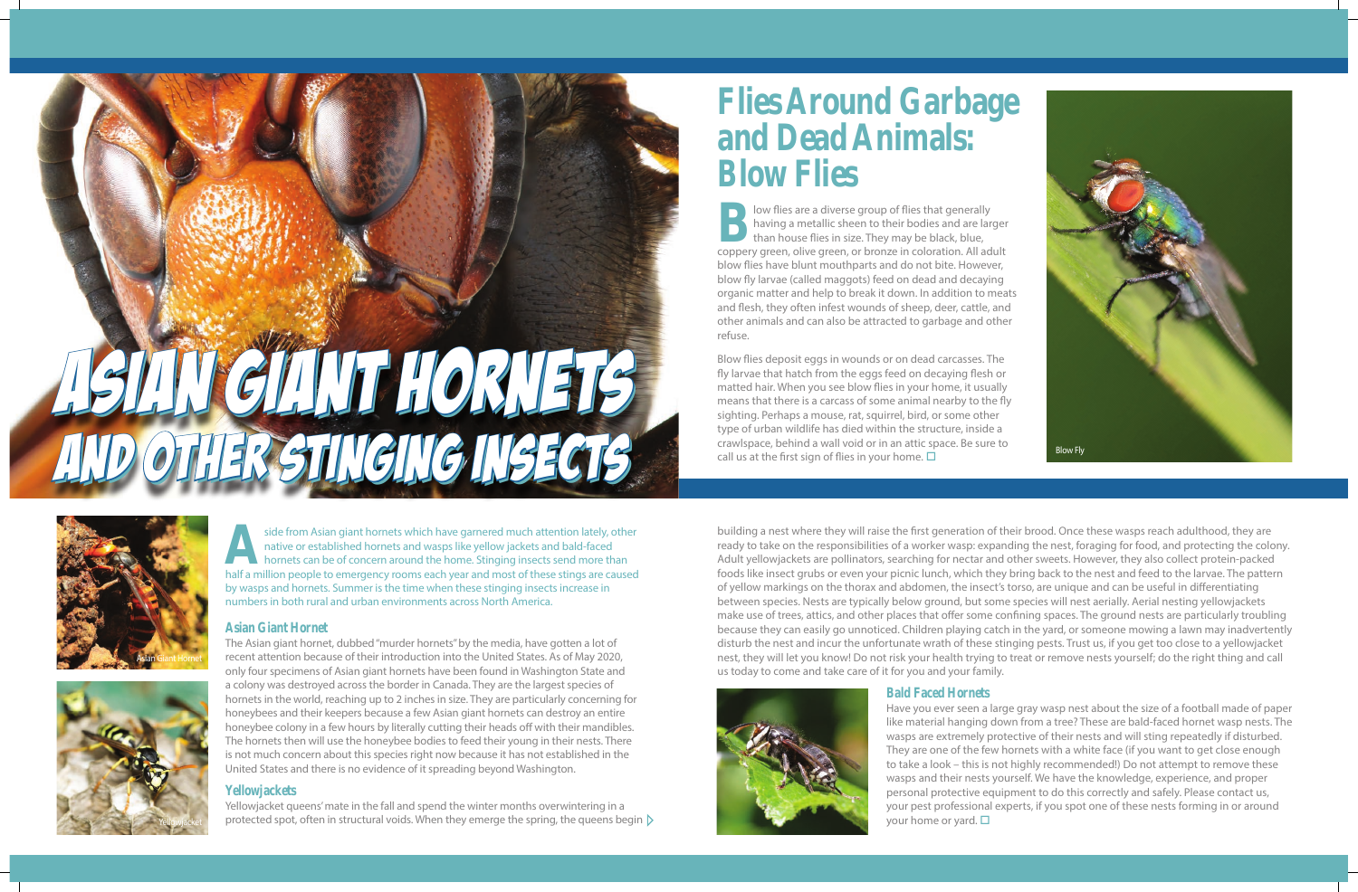# Asian Giant Hornets and Other Stinging Insects

Aside from Asian giant hornets which have garnered much attention lately, other native or established hornets and wasps like yellow jackets and bald-faced hornets can be of concern around the home. Stinging insects send more than half a million people to emergency rooms each year and most of these stings are caused by wasps and hornets. Summer is the time when these stinging insects increase in numbers in both rural and urban environments across North America.

Asian Giant Hornet

Yellowjacket

## Asian Giant Hornet

The Asian giant hornet, dubbed "murder hornets" by the media, have gotten a lot of recent attention because of their introduction into the United States. As of May 2020, only four specimens of Asian giant hornets have been found in Washington State and a colony was destroyed across the border in Canada. They are the largest species of hornets in the world, reaching up to 2 inches in size. They are particularly concerning for honeybees and their keepers because a few Asian giant hornets can destroy an entire honeybee colony in a few hours by literally cutting their heads off with their mandibles. The hornets then will use the honeybee bodies to feed their young in their nests. There is not much concern about this species right now because it has not established in the United States and there is no evidence of it spreading beyond Washington.

## Yellowjackets

Yellowjacket queens' mate in the fall and spend the winter months overwintering in a protected spot, often in structural voids. When they emerge the spring, the queens begin building a nest where they will raise the first generation of their brood. Once these wasps reach adulthood, they are ready to take on the responsibilities of a worker wasp: expanding the nest, foraging for food, and protecting the colony. Adult yellowjackets are pollinators, searching for nectar and other sweets. However, they also collect protein-packed foods like insect grubs or even your picnic lunch, which they bring back to the nest and feed to the larvae. The pattern of yellow markings on the thorax and abdomen, the insect's torso, are unique and can be useful in differentiating between species. Nests are typically below ground, but some species will nest aerially. Aerial nesting yellowjackets make use of trees, attics, and other places that offer some confining spaces. The ground nests are particularly troubling because they can easily go unnoticed. Children playing catch in the yard, or someone mowing a lawn may inadvertently disturb the nest and incur the unfortunate wrath of these stinging pests. Trust us, if you get too close to a yellowjacket nest, they will let you know! Do not risk your health trying to treat or remove nests yourself; do the right thing and call us today to come and take care of it for you and your family.

## Bald Faced Hornets

Have you ever seen a large gray wasp nest about the size of a football made of paper like material hanging down from a tree? These are bald-faced hornet wasp nests. The wasps are extremely protective of their nests and will sting repeatedly if disturbed. They are one of the few hornets with a white face (if you want to get close enough to take a look – this is not highly recommended!) Do not attempt to remove these wasps and their nests yourself. We have the knowledge, experience, and proper personal protective equipment to do this correctly and safely. Please contact us, your pest professional experts, if you spot one of these nests forming in or around your home or yard. □

# Flies Around Garbage and Dead Animals: Blow Flies

Blow flies are a diverse group of flies that generally having a metallic sheen to their bodies and are larger than house flies in size. They may be black, blue, coppery green, olive green, or bronze in coloration. All adult blow flies have blunt mouthparts and do not bite. However, blow fly larvae (called maggots) feed on dead and decaying organic matter and help to break it down. In addition to meats and flesh, they often infest wounds of sheep, deer, cattle, and other animals and can also be attracted to garbage and other refuse.

Blow flies deposit eggs in wounds or on dead carcasses. The fly larvae that hatch from the eggs feed on decaying flesh or matted hair. When you see blow flies in your home, it usually means that there is a carcass of some animal nearby to the fly sighting. Perhaps a mouse, rat, squirrel, bird, or some other type of urban wildlife has died within the structure, inside a crawlspace, behind a wall void or in an attic space. Be sure to call us at the first sign of flies in your home. □

Blow Fly